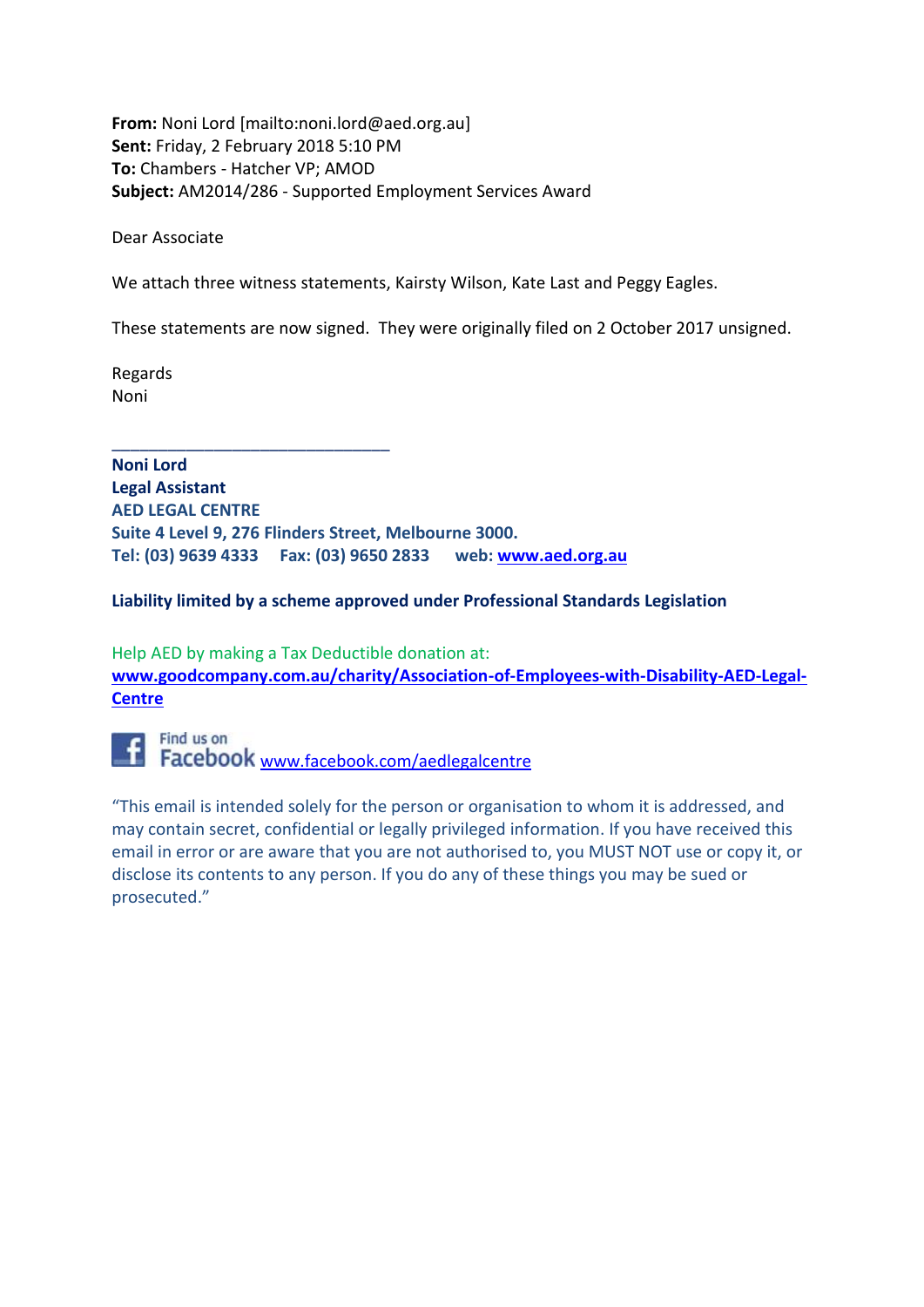**From:** Noni Lord [mailto:noni.lord@aed.org.au]
**Sent:** Friday, 2 February 2018 5:10 PM
**To:** Chambers - Hatcher VP; AMOD
**Subject:** AM2014/286 - Supported Employment Services Award

Dear Associate

We attach three witness statements, Kairsty Wilson, Kate Last and Peggy Eagles.

These statements are now signed. They were originally filed on 2 October 2017 unsigned.

Regards
Noni

______________________________

**Noni Lord**
**Legal Assistant**
**AED LEGAL CENTRE**
**Suite 4 Level 9, 276 Flinders Street, Melbourne 3000.**
**Tel: (03) 9639 4333 Fax: (03) 9650 2833 web: [www.aed.org.au](http://www.aed.org.au)**

**Liability limited by a scheme approved under Professional Standards Legislation**

Help AED by making a Tax Deductible donation at:
**[www.goodcompany.com.au/charity/Association-of-Employees-with-Disability-AED-Legal-Centre](http://www.goodcompany.com.au/charity/Association-of-Employees-with-Disability-AED-Legal-Centre)**

Find us on Facebook [www.facebook.com/aedlegalcentre](http://www.facebook.com/aedlegalcentre)

"This email is intended solely for the person or organisation to whom it is addressed, and may contain secret, confidential or legally privileged information. If you have received this email in error or are aware that you are not authorised to, you MUST NOT use or copy it, or disclose its contents to any person. If you do any of these things you may be sued or prosecuted."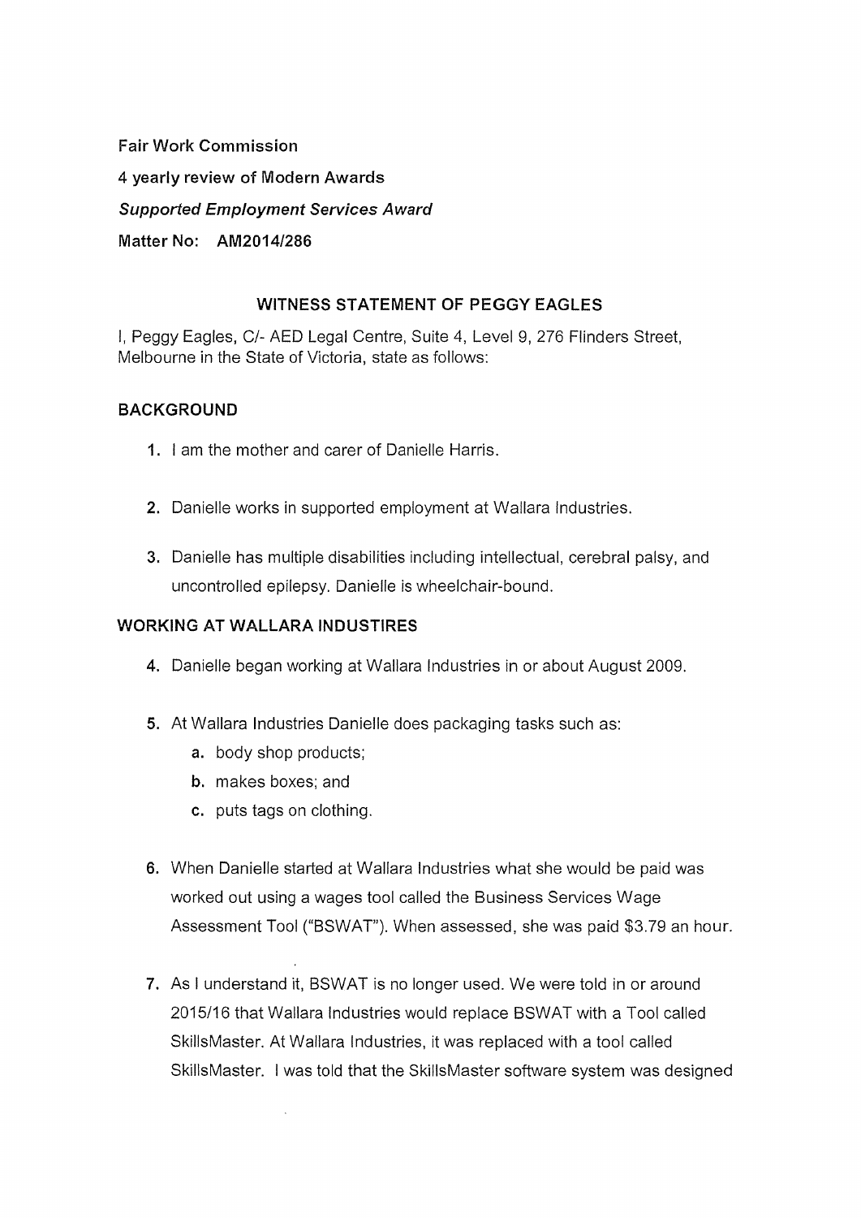**Fair Work Commission**

**4 yearly review of Modern Awards**

***Supported Employment Services Award***

**Matter No: AM2014/286**

## WITNESS STATEMENT OF PEGGY EAGLES

I, Peggy Eagles, C/- AED Legal Centre, Suite 4, Level 9, 276 Flinders Street, Melbourne in the State of Victoria, state as follows:

## BACKGROUND

1. I am the mother and carer of Danielle Harris.

2. Danielle works in supported employment at Wallara Industries.

3. Danielle has multiple disabilities including intellectual, cerebral palsy, and uncontrolled epilepsy. Danielle is wheelchair-bound.

## WORKING AT WALLARA INDUSTIRES

4. Danielle began working at Wallara Industries in or about August 2009.

5. At Wallara Industries Danielle does packaging tasks such as:
   a. body shop products;
   b. makes boxes; and
   c. puts tags on clothing.

6. When Danielle started at Wallara Industries what she would be paid was worked out using a wages tool called the Business Services Wage Assessment Tool ("BSWAT"). When assessed, she was paid $3.79 an hour.

7. As I understand it, BSWAT is no longer used. We were told in or around 2015/16 that Wallara Industries would replace BSWAT with a Tool called SkillsMaster. At Wallara Industries, it was replaced with a tool called SkillsMaster. I was told that the SkillsMaster software system was designed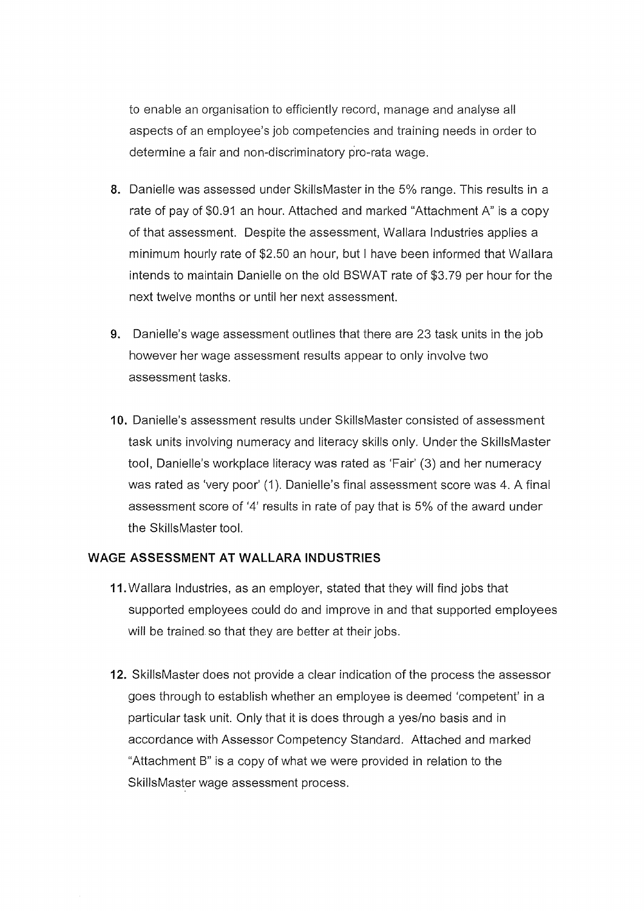to enable an organisation to efficiently record, manage and analyse all aspects of an employee's job competencies and training needs in order to determine a fair and non-discriminatory pro-rata wage.

8. Danielle was assessed under SkillsMaster in the 5% range. This results in a rate of pay of $0.91 an hour. Attached and marked "Attachment A" is a copy of that assessment. Despite the assessment, Wallara Industries applies a minimum hourly rate of $2.50 an hour, but I have been informed that Wallara intends to maintain Danielle on the old BSWAT rate of $3.79 per hour for the next twelve months or until her next assessment.

9. Danielle's wage assessment outlines that there are 23 task units in the job however her wage assessment results appear to only involve two assessment tasks.

10. Danielle's assessment results under SkillsMaster consisted of assessment task units involving numeracy and literacy skills only. Under the SkillsMaster tool, Danielle's workplace literacy was rated as 'Fair' (3) and her numeracy was rated as 'very poor' (1). Danielle's final assessment score was 4. A final assessment score of '4' results in rate of pay that is 5% of the award under the SkillsMaster tool.

## WAGE ASSESSMENT AT WALLARA INDUSTRIES

11. Wallara Industries, as an employer, stated that they will find jobs that supported employees could do and improve in and that supported employees will be trained so that they are better at their jobs.

12. SkillsMaster does not provide a clear indication of the process the assessor goes through to establish whether an employee is deemed 'competent' in a particular task unit. Only that it is does through a yes/no basis and in accordance with Assessor Competency Standard. Attached and marked "Attachment B" is a copy of what we were provided in relation to the SkillsMaster wage assessment process.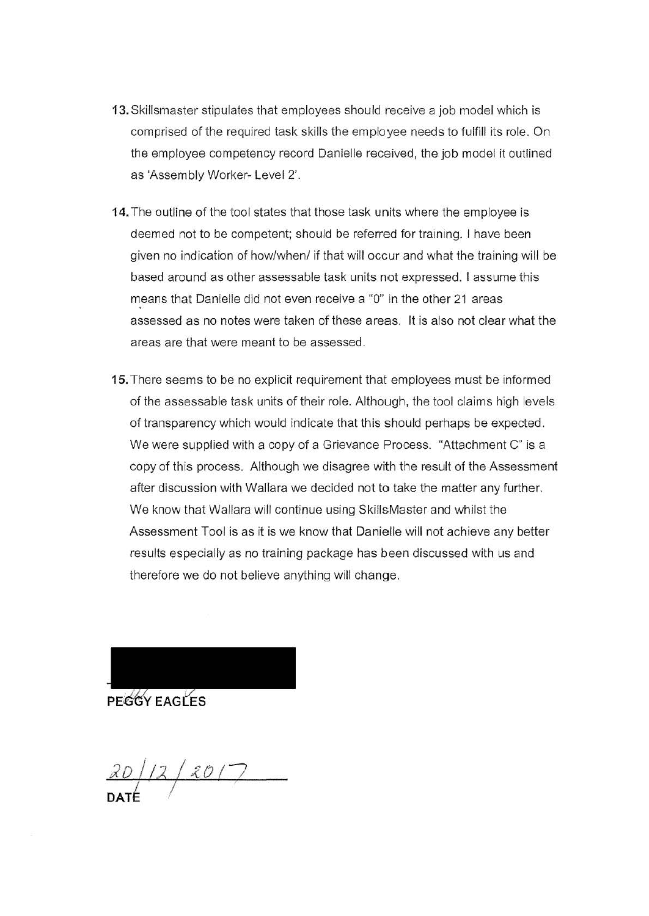13. Skillsmaster stipulates that employees should receive a job model which is comprised of the required task skills the employee needs to fulfill its role. On the employee competency record Danielle received, the job model it outlined as 'Assembly Worker- Level 2'.

14. The outline of the tool states that those task units where the employee is deemed not to be competent; should be referred for training. I have been given no indication of how/when/ if that will occur and what the training will be based around as other assessable task units not expressed. I assume this means that Danielle did not even receive a "0" in the other 21 areas assessed as no notes were taken of these areas. It is also not clear what the areas are that were meant to be assessed.

15. There seems to be no explicit requirement that employees must be informed of the assessable task units of their role. Although, the tool claims high levels of transparency which would indicate that this should perhaps be expected. We were supplied with a copy of a Grievance Process. "Attachment C" is a copy of this process. Although we disagree with the result of the Assessment after discussion with Wallara we decided not to take the matter any further. We know that Wallara will continue using SkillsMaster and whilst the Assessment Tool is as it is we know that Danielle will not achieve any better results especially as no training package has been discussed with us and therefore we do not believe anything will change.

**PEGGY EAGLES**

20/12/2017

**DATE**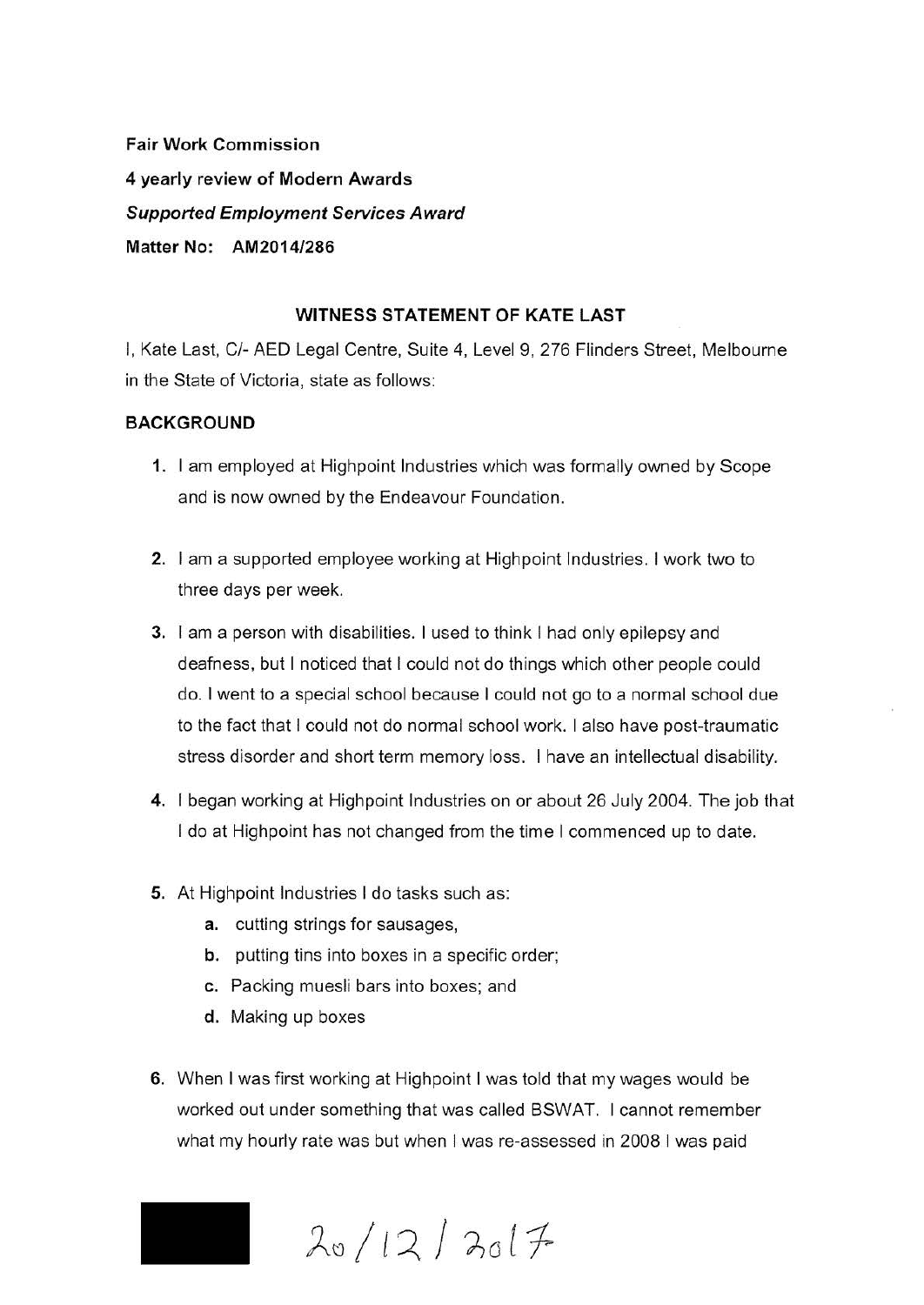**Fair Work Commission**

**4 yearly review of Modern Awards**

***Supported Employment Services Award***

**Matter No: AM2014/286**

## WITNESS STATEMENT OF KATE LAST

I, Kate Last, C/- AED Legal Centre, Suite 4, Level 9, 276 Flinders Street, Melbourne in the State of Victoria, state as follows:

### BACKGROUND

1. I am employed at Highpoint Industries which was formally owned by Scope and is now owned by the Endeavour Foundation.

2. I am a supported employee working at Highpoint Industries. I work two to three days per week.

3. I am a person with disabilities. I used to think I had only epilepsy and deafness, but I noticed that I could not do things which other people could do. I went to a special school because I could not go to a normal school due to the fact that I could not do normal school work. I also have post-traumatic stress disorder and short term memory loss. I have an intellectual disability.

4. I began working at Highpoint Industries on or about 26 July 2004. The job that I do at Highpoint has not changed from the time I commenced up to date.

5. At Highpoint Industries I do tasks such as:
   a. cutting strings for sausages,
   b. putting tins into boxes in a specific order;
   c. Packing muesli bars into boxes; and
   d. Making up boxes

6. When I was first working at Highpoint I was told that my wages would be worked out under something that was called BSWAT. I cannot remember what my hourly rate was but when I was re-assessed in 2008 I was paid

20/12/2017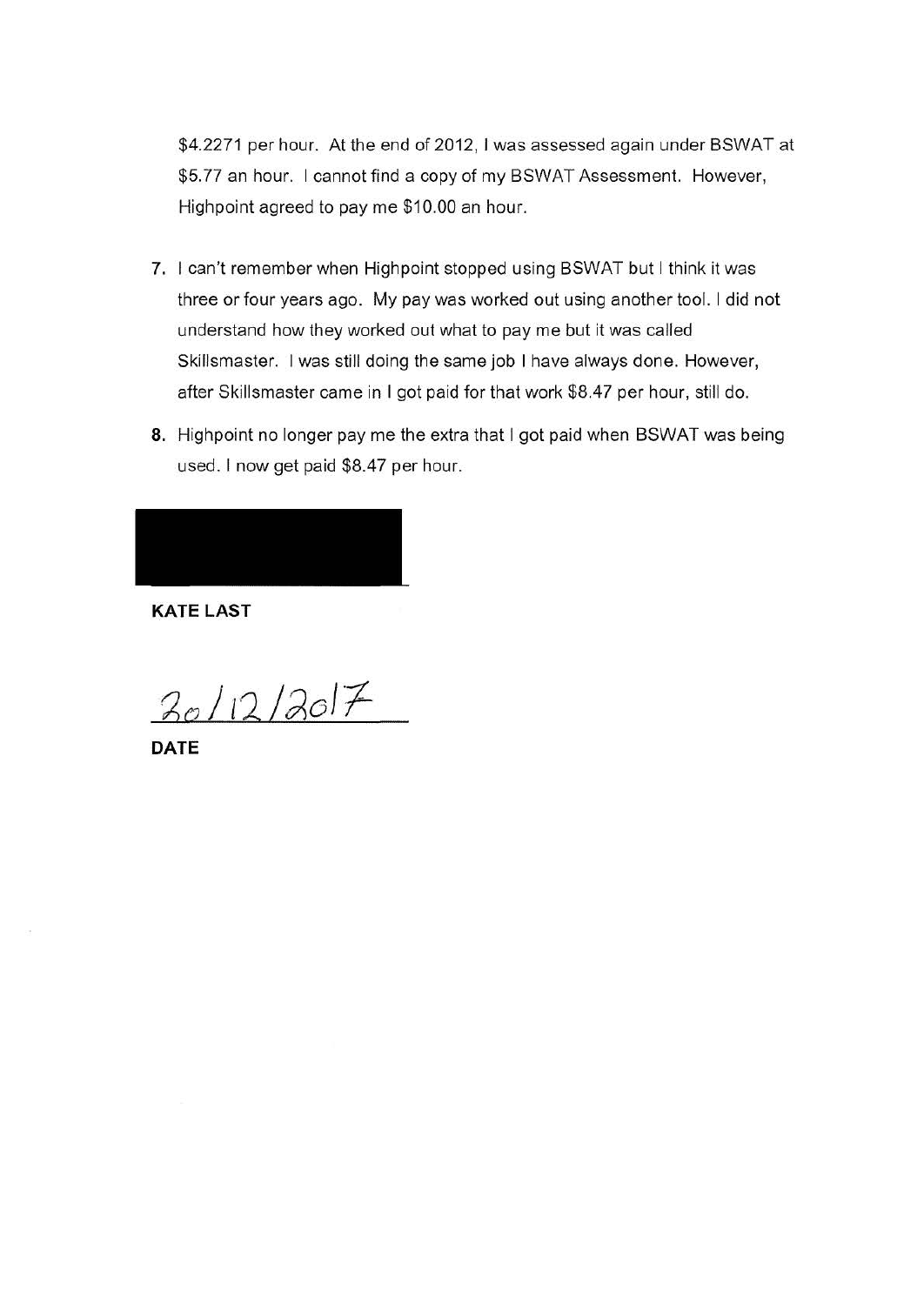$4.2271 per hour. At the end of 2012, I was assessed again under BSWAT at $5.77 an hour. I cannot find a copy of my BSWAT Assessment. However, Highpoint agreed to pay me $10.00 an hour.

7. I can't remember when Highpoint stopped using BSWAT but I think it was three or four years ago. My pay was worked out using another tool. I did not understand how they worked out what to pay me but it was called Skillsmaster. I was still doing the same job I have always done. However, after Skillsmaster came in I got paid for that work $8.47 per hour, still do.

8. Highpoint no longer pay me the extra that I got paid when BSWAT was being used. I now get paid $8.47 per hour.

**KATE LAST**

20/12/2017

**DATE**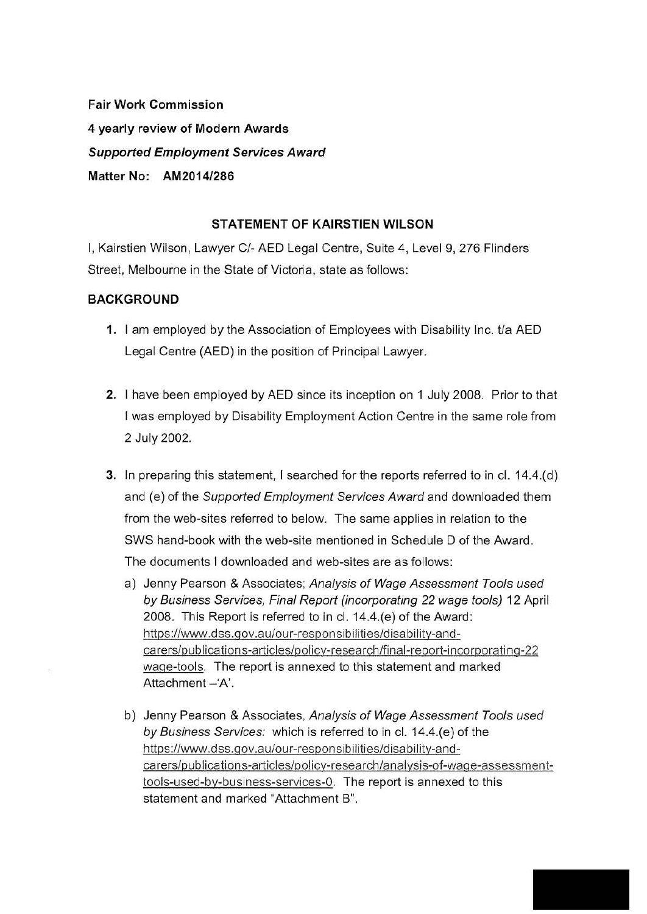**Fair Work Commission**

**4 yearly review of Modern Awards**

***Supported Employment Services Award***

**Matter No: AM2014/286**

**STATEMENT OF KAIRSTIEN WILSON**

I, Kairstien Wilson, Lawyer C/- AED Legal Centre, Suite 4, Level 9, 276 Flinders Street, Melbourne in the State of Victoria, state as follows:

## BACKGROUND

1. I am employed by the Association of Employees with Disability Inc. t/a AED Legal Centre (AED) in the position of Principal Lawyer.

2. I have been employed by AED since its inception on 1 July 2008. Prior to that I was employed by Disability Employment Action Centre in the same role from 2 July 2002.

3. In preparing this statement, I searched for the reports referred to in cl. 14.4.(d) and (e) of the *Supported Employment Services Award* and downloaded them from the web-sites referred to below. The same applies in relation to the SWS hand-book with the web-site mentioned in Schedule D of the Award. The documents I downloaded and web-sites are as follows:

   a) Jenny Pearson & Associates; *Analysis of Wage Assessment Tools used by Business Services, Final Report (incorporating 22 wage tools)* 12 April 2008. This Report is referred to in cl. 14.4.(e) of the Award: https://www.dss.gov.au/our-responsibilities/disability-and-carers/publications-articles/policy-research/final-report-incorporating-22 wage-tools. The report is annexed to this statement and marked Attachment –'A'.

   b) Jenny Pearson & Associates, *Analysis of Wage Assessment Tools used by Business Services:* which is referred to in cl. 14.4.(e) of the https://www.dss.gov.au/our-responsibilities/disability-and-carers/publications-articles/policy-research/analysis-of-wage-assessment-tools-used-by-business-services-0. The report is annexed to this statement and marked "Attachment B".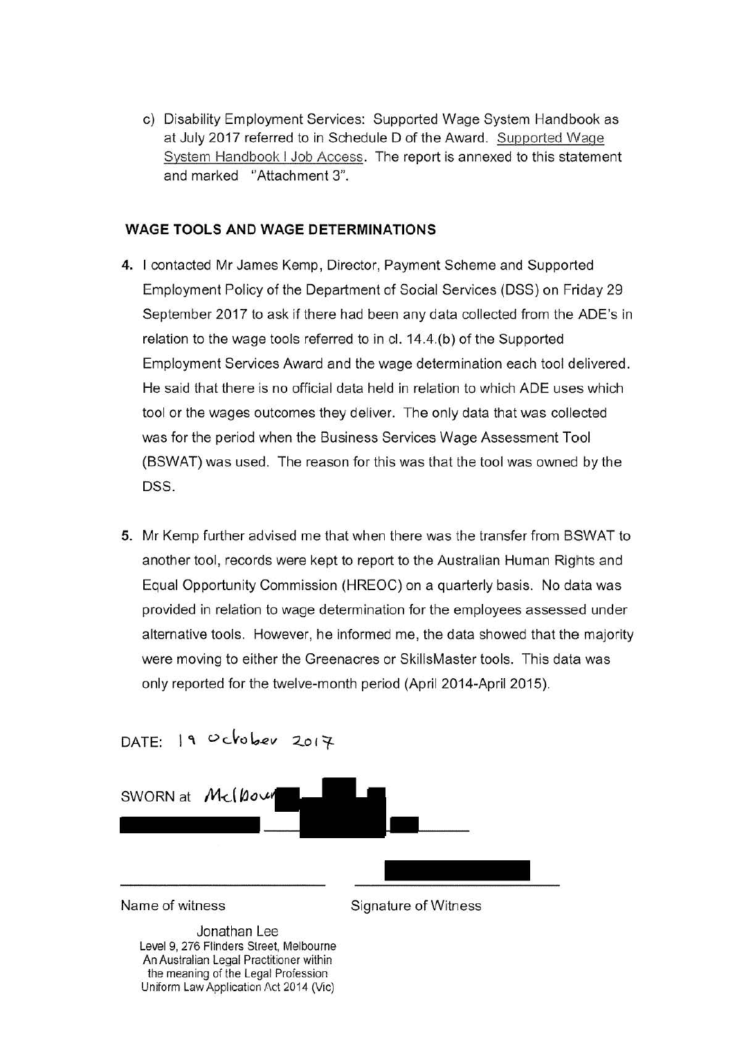c) Disability Employment Services: Supported Wage System Handbook as at July 2017 referred to in Schedule D of the Award. Supported Wage System Handbook I Job Access. The report is annexed to this statement and marked "Attachment 3".

## WAGE TOOLS AND WAGE DETERMINATIONS

4. I contacted Mr James Kemp, Director, Payment Scheme and Supported Employment Policy of the Department of Social Services (DSS) on Friday 29 September 2017 to ask if there had been any data collected from the ADE's in relation to the wage tools referred to in cl. 14.4.(b) of the Supported Employment Services Award and the wage determination each tool delivered. He said that there is no official data held in relation to which ADE uses which tool or the wages outcomes they deliver. The only data that was collected was for the period when the Business Services Wage Assessment Tool (BSWAT) was used. The reason for this was that the tool was owned by the DSS.

5. Mr Kemp further advised me that when there was the transfer from BSWAT to another tool, records were kept to report to the Australian Human Rights and Equal Opportunity Commission (HREOC) on a quarterly basis. No data was provided in relation to wage determination for the employees assessed under alternative tools. However, he informed me, the data showed that the majority were moving to either the Greenacres or SkillsMaster tools. This data was only reported for the twelve-month period (April 2014-April 2015).

DATE: 19 October 2017

SWORN at Melbourne

Name of witness

Signature of Witness

Jonathan Lee
Level 9, 276 Flinders Street, Melbourne
An Australian Legal Practitioner within the meaning of the Legal Profession Uniform Law Application Act 2014 (Vic)